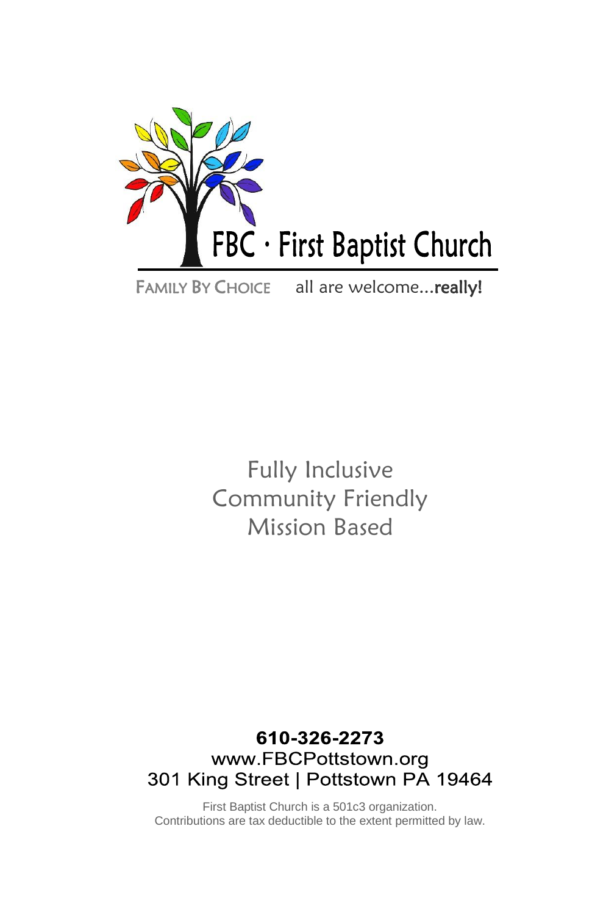# FBC · First Baptist Church

FAMILY BY CHOICE all are welcome...**really!**

Fully Inclusive
Community Friendly
Mission Based

**610-326-2273**
www.FBCPottstown.org
301 King Street | Pottstown PA 19464

First Baptist Church is a 501c3 organization.
Contributions are tax deductible to the extent permitted by law.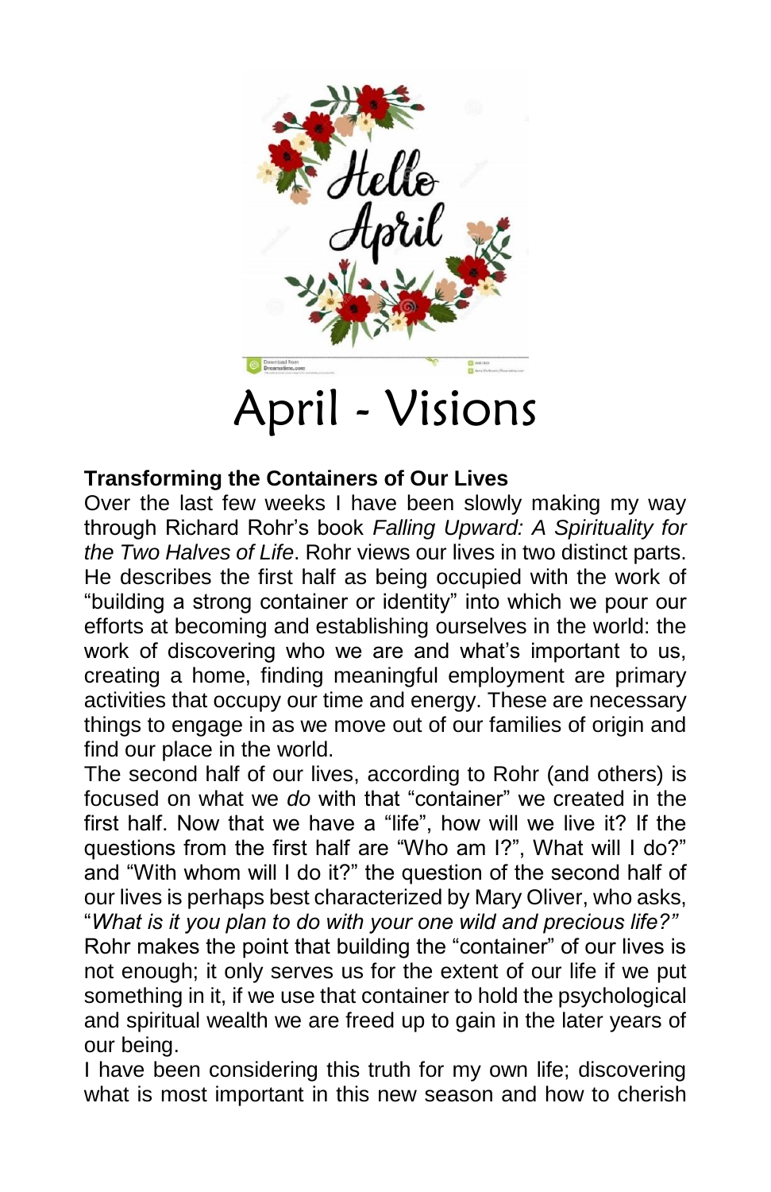# April - Visions

**Transforming the Containers of Our Lives**

Over the last few weeks I have been slowly making my way through Richard Rohr's book *Falling Upward: A Spirituality for the Two Halves of Life*. Rohr views our lives in two distinct parts. He describes the first half as being occupied with the work of "building a strong container or identity" into which we pour our efforts at becoming and establishing ourselves in the world: the work of discovering who we are and what's important to us, creating a home, finding meaningful employment are primary activities that occupy our time and energy. These are necessary things to engage in as we move out of our families of origin and find our place in the world.

The second half of our lives, according to Rohr (and others) is focused on what we *do* with that "container" we created in the first half. Now that we have a "life", how will we live it? If the questions from the first half are "Who am I?", What will I do?" and "With whom will I do it?" the question of the second half of our lives is perhaps best characterized by Mary Oliver, who asks, "*What is it you plan to do with your one wild and precious life?"*

Rohr makes the point that building the "container" of our lives is not enough; it only serves us for the extent of our life if we put something in it, if we use that container to hold the psychological and spiritual wealth we are freed up to gain in the later years of our being.

I have been considering this truth for my own life; discovering what is most important in this new season and how to cherish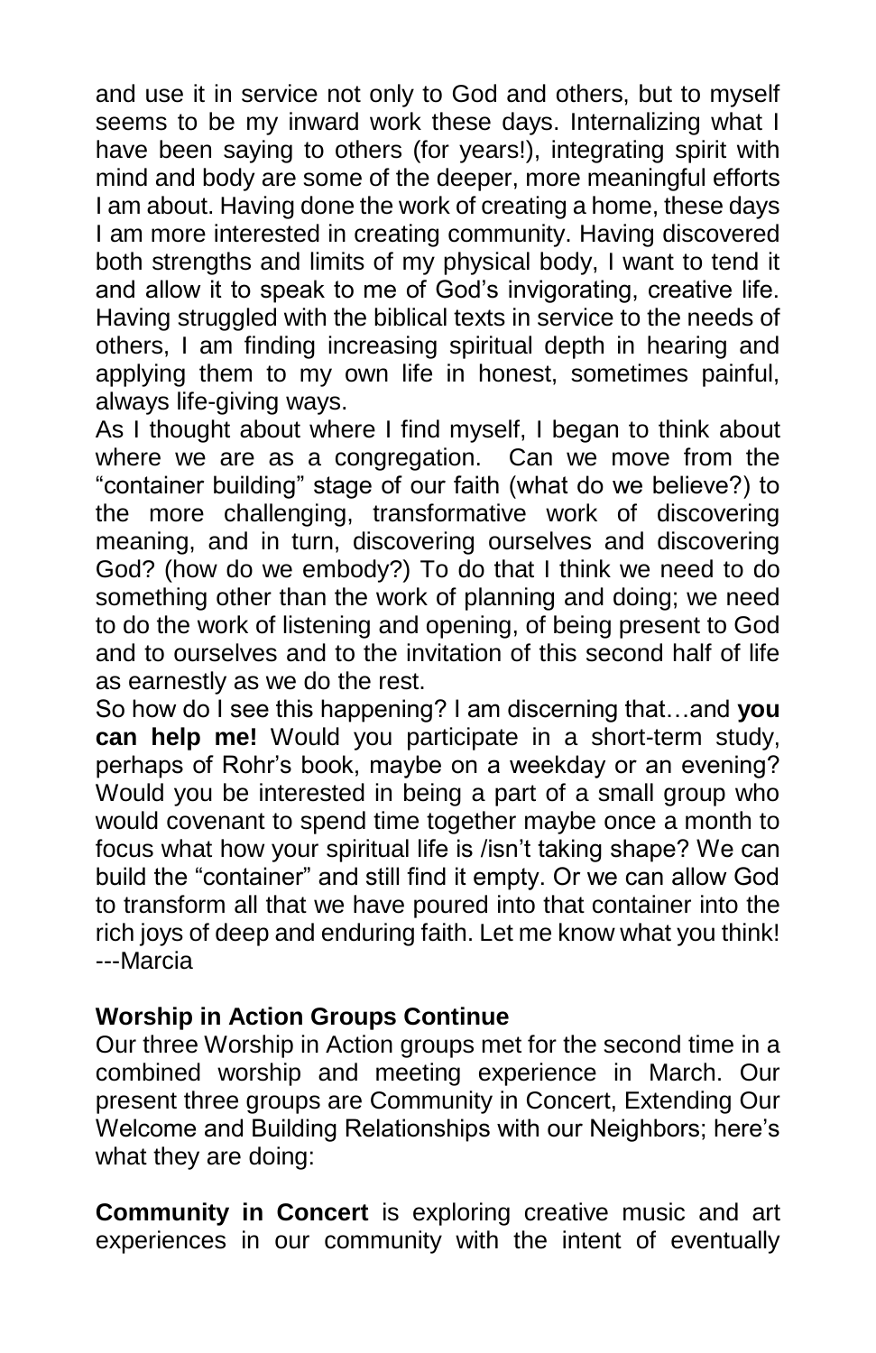and use it in service not only to God and others, but to myself seems to be my inward work these days. Internalizing what I have been saying to others (for years!), integrating spirit with mind and body are some of the deeper, more meaningful efforts I am about. Having done the work of creating a home, these days I am more interested in creating community. Having discovered both strengths and limits of my physical body, I want to tend it and allow it to speak to me of God's invigorating, creative life. Having struggled with the biblical texts in service to the needs of others, I am finding increasing spiritual depth in hearing and applying them to my own life in honest, sometimes painful, always life-giving ways.

As I thought about where I find myself, I began to think about where we are as a congregation. Can we move from the "container building" stage of our faith (what do we believe?) to the more challenging, transformative work of discovering meaning, and in turn, discovering ourselves and discovering God? (how do we embody?) To do that I think we need to do something other than the work of planning and doing; we need to do the work of listening and opening, of being present to God and to ourselves and to the invitation of this second half of life as earnestly as we do the rest.

So how do I see this happening? I am discerning that…and **you can help me!** Would you participate in a short-term study, perhaps of Rohr's book, maybe on a weekday or an evening? Would you be interested in being a part of a small group who would covenant to spend time together maybe once a month to focus what how your spiritual life is /isn't taking shape? We can build the "container" and still find it empty. Or we can allow God to transform all that we have poured into that container into the rich joys of deep and enduring faith. Let me know what you think!
---Marcia

**Worship in Action Groups Continue**

Our three Worship in Action groups met for the second time in a combined worship and meeting experience in March. Our present three groups are Community in Concert, Extending Our Welcome and Building Relationships with our Neighbors; here's what they are doing:

**Community in Concert** is exploring creative music and art experiences in our community with the intent of eventually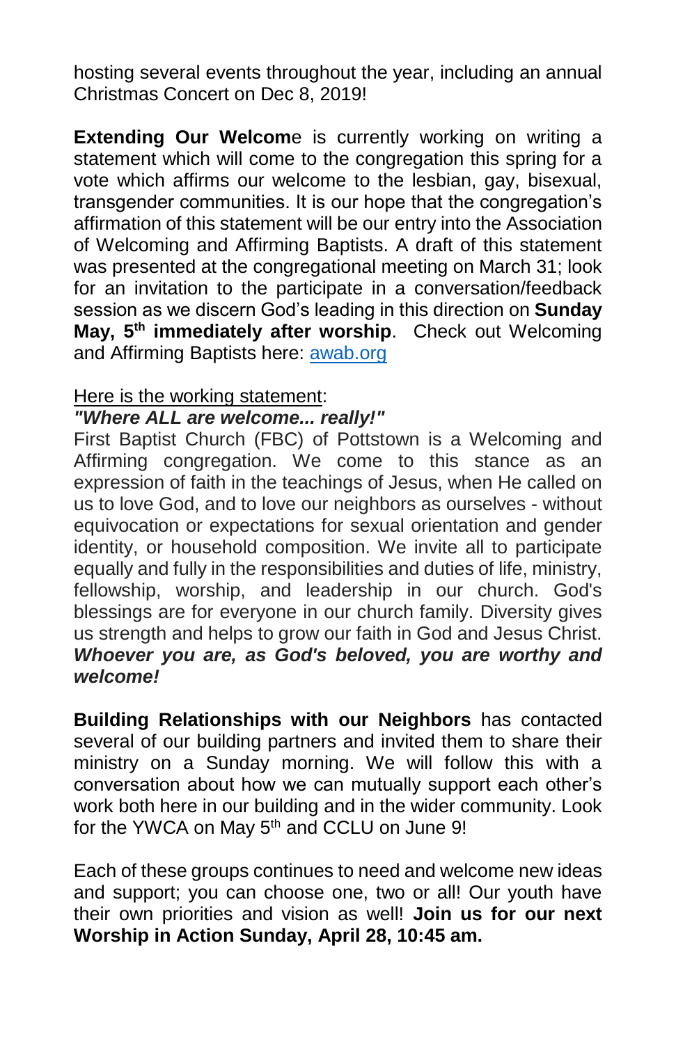hosting several events throughout the year, including an annual Christmas Concert on Dec 8, 2019!

**Extending Our Welcom**e is currently working on writing a statement which will come to the congregation this spring for a vote which affirms our welcome to the lesbian, gay, bisexual, transgender communities. It is our hope that the congregation's affirmation of this statement will be our entry into the Association of Welcoming and Affirming Baptists. A draft of this statement was presented at the congregational meeting on March 31; look for an invitation to the participate in a conversation/feedback session as we discern God's leading in this direction on **Sunday May, 5th immediately after worship**. Check out Welcoming and Affirming Baptists here: awab.org

Here is the working statement:

***"Where ALL are welcome... really!"***

First Baptist Church (FBC) of Pottstown is a Welcoming and Affirming congregation. We come to this stance as an expression of faith in the teachings of Jesus, when He called on us to love God, and to love our neighbors as ourselves - without equivocation or expectations for sexual orientation and gender identity, or household composition. We invite all to participate equally and fully in the responsibilities and duties of life, ministry, fellowship, worship, and leadership in our church. God's blessings are for everyone in our church family. Diversity gives us strength and helps to grow our faith in God and Jesus Christ. ***Whoever you are, as God's beloved, you are worthy and welcome!***

**Building Relationships with our Neighbors** has contacted several of our building partners and invited them to share their ministry on a Sunday morning. We will follow this with a conversation about how we can mutually support each other's work both here in our building and in the wider community. Look for the YWCA on May 5th and CCLU on June 9!

Each of these groups continues to need and welcome new ideas and support; you can choose one, two or all! Our youth have their own priorities and vision as well! **Join us for our next Worship in Action Sunday, April 28, 10:45 am.**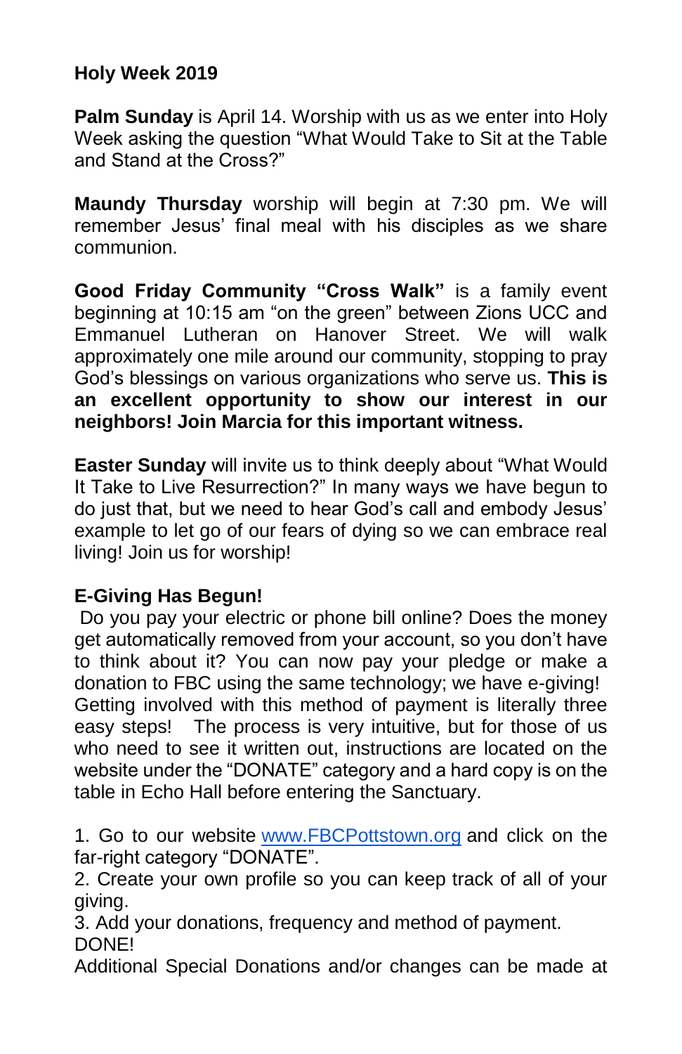## Holy Week 2019

**Palm Sunday** is April 14. Worship with us as we enter into Holy Week asking the question "What Would Take to Sit at the Table and Stand at the Cross?"

**Maundy Thursday** worship will begin at 7:30 pm. We will remember Jesus' final meal with his disciples as we share communion.

**Good Friday Community "Cross Walk"** is a family event beginning at 10:15 am "on the green" between Zions UCC and Emmanuel Lutheran on Hanover Street. We will walk approximately one mile around our community, stopping to pray God's blessings on various organizations who serve us. **This is an excellent opportunity to show our interest in our neighbors! Join Marcia for this important witness.**

**Easter Sunday** will invite us to think deeply about "What Would It Take to Live Resurrection?" In many ways we have begun to do just that, but we need to hear God's call and embody Jesus' example to let go of our fears of dying so we can embrace real living! Join us for worship!

## E-Giving Has Begun!

Do you pay your electric or phone bill online? Does the money get automatically removed from your account, so you don't have to think about it? You can now pay your pledge or make a donation to FBC using the same technology; we have e-giving! Getting involved with this method of payment is literally three easy steps! The process is very intuitive, but for those of us who need to see it written out, instructions are located on the website under the "DONATE" category and a hard copy is on the table in Echo Hall before entering the Sanctuary.

1. Go to our website [www.FBCPottstown.org](http://www.FBCPottstown.org) and click on the far-right category "DONATE".
2. Create your own profile so you can keep track of all of your giving.
3. Add your donations, frequency and method of payment.

DONE!

Additional Special Donations and/or changes can be made at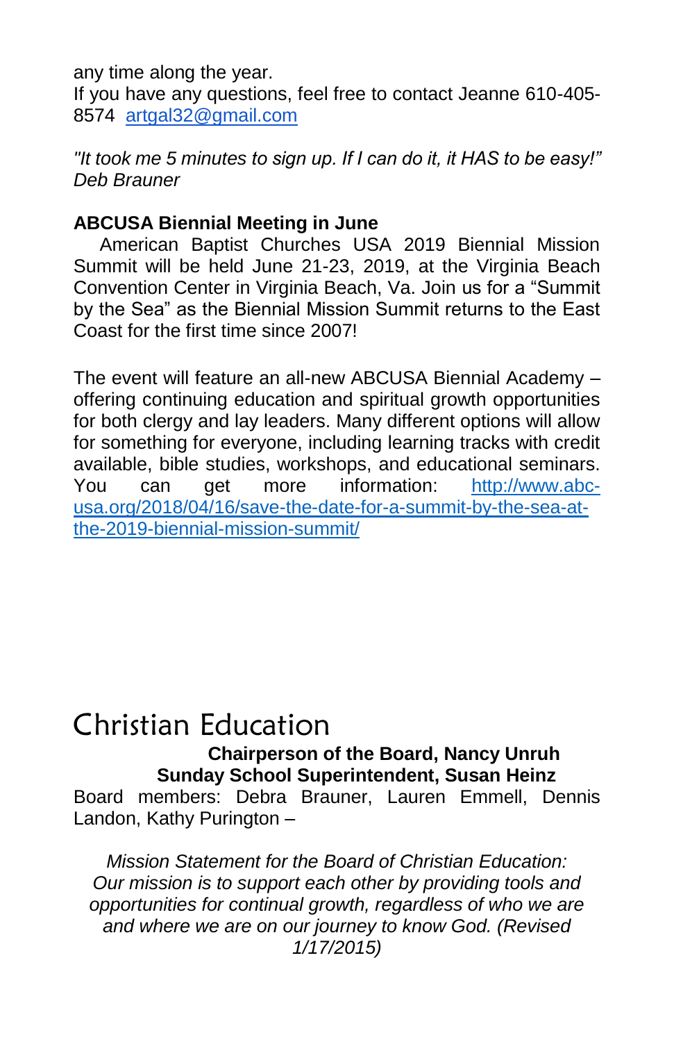any time along the year.
If you have any questions, feel free to contact Jeanne 610-405-8574 artgal32@gmail.com

*"It took me 5 minutes to sign up. If I can do it, it HAS to be easy!" Deb Brauner*

**ABCUSA Biennial Meeting in June**

American Baptist Churches USA 2019 Biennial Mission Summit will be held June 21-23, 2019, at the Virginia Beach Convention Center in Virginia Beach, Va. Join us for a "Summit by the Sea" as the Biennial Mission Summit returns to the East Coast for the first time since 2007!

The event will feature an all-new ABCUSA Biennial Academy – offering continuing education and spiritual growth opportunities for both clergy and lay leaders. Many different options will allow for something for everyone, including learning tracks with credit available, bible studies, workshops, and educational seminars. You can get more information: http://www.abc-usa.org/2018/04/16/save-the-date-for-a-summit-by-the-sea-at-the-2019-biennial-mission-summit/

# Christian Education

**Chairperson of the Board, Nancy Unruh**
**Sunday School Superintendent, Susan Heinz**

Board members: Debra Brauner, Lauren Emmell, Dennis Landon, Kathy Purington –

*Mission Statement for the Board of Christian Education: Our mission is to support each other by providing tools and opportunities for continual growth, regardless of who we are and where we are on our journey to know God. (Revised 1/17/2015)*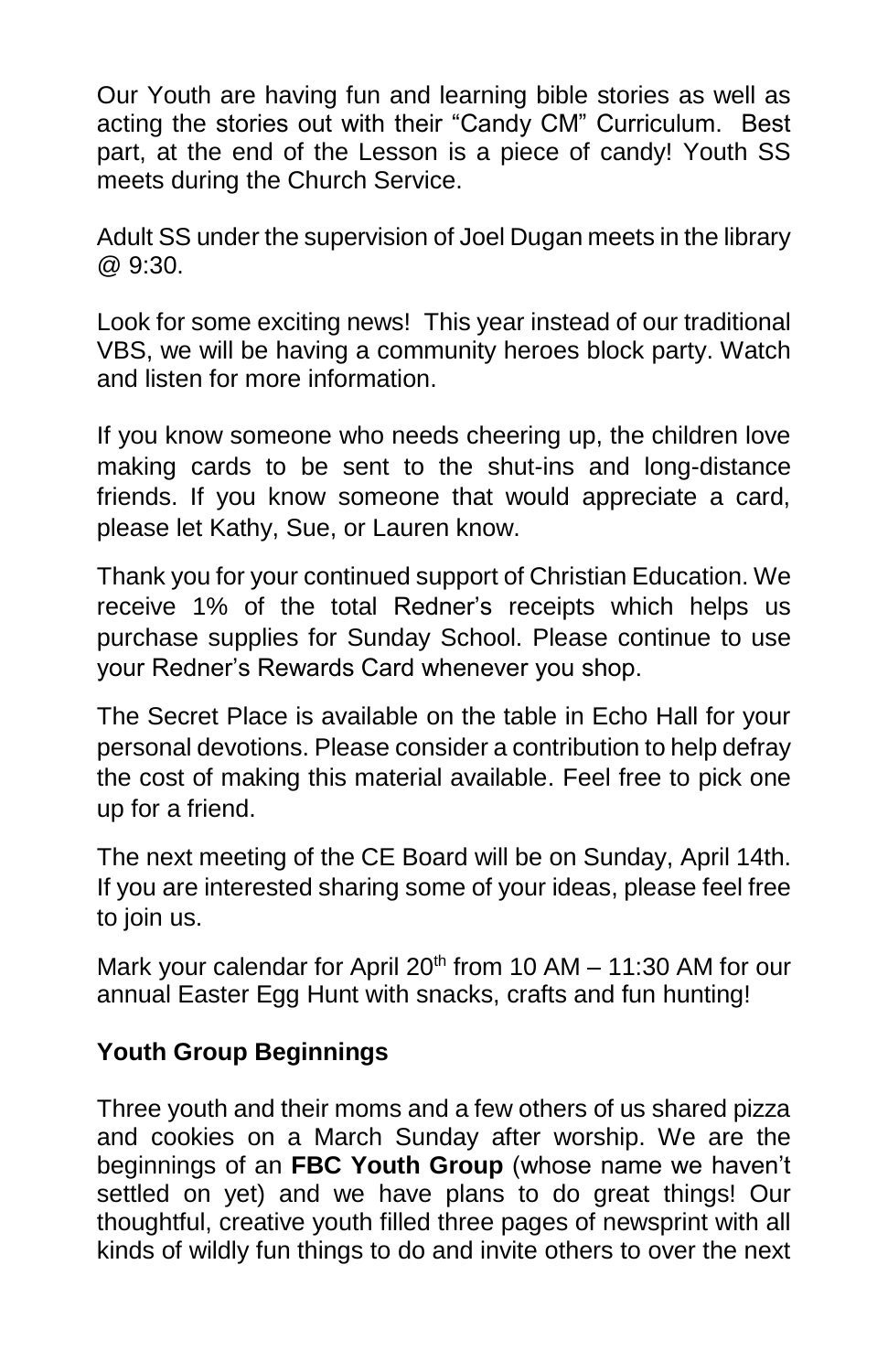Our Youth are having fun and learning bible stories as well as acting the stories out with their "Candy CM" Curriculum. Best part, at the end of the Lesson is a piece of candy! Youth SS meets during the Church Service.

Adult SS under the supervision of Joel Dugan meets in the library @ 9:30.

Look for some exciting news! This year instead of our traditional VBS, we will be having a community heroes block party. Watch and listen for more information.

If you know someone who needs cheering up, the children love making cards to be sent to the shut-ins and long-distance friends. If you know someone that would appreciate a card, please let Kathy, Sue, or Lauren know.

Thank you for your continued support of Christian Education. We receive 1% of the total Redner's receipts which helps us purchase supplies for Sunday School. Please continue to use your Redner's Rewards Card whenever you shop.

The Secret Place is available on the table in Echo Hall for your personal devotions. Please consider a contribution to help defray the cost of making this material available. Feel free to pick one up for a friend.

The next meeting of the CE Board will be on Sunday, April 14th. If you are interested sharing some of your ideas, please feel free to join us.

Mark your calendar for April 20th from 10 AM – 11:30 AM for our annual Easter Egg Hunt with snacks, crafts and fun hunting!

**Youth Group Beginnings**

Three youth and their moms and a few others of us shared pizza and cookies on a March Sunday after worship. We are the beginnings of an **FBC Youth Group** (whose name we haven't settled on yet) and we have plans to do great things! Our thoughtful, creative youth filled three pages of newsprint with all kinds of wildly fun things to do and invite others to over the next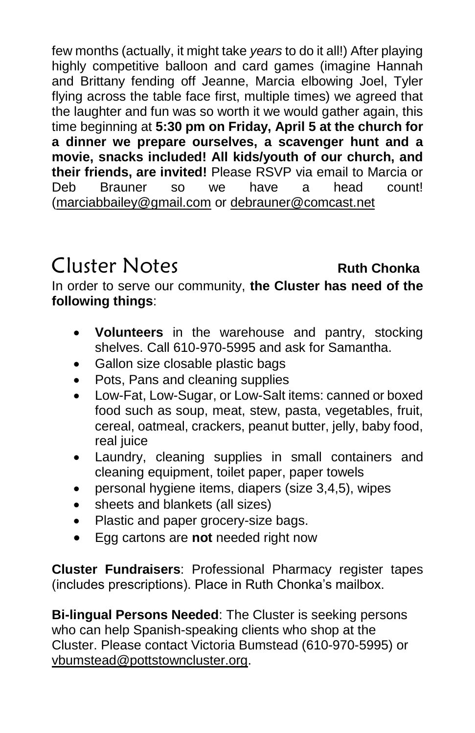few months (actually, it might take *years* to do it all!) After playing highly competitive balloon and card games (imagine Hannah and Brittany fending off Jeanne, Marcia elbowing Joel, Tyler flying across the table face first, multiple times) we agreed that the laughter and fun was so worth it we would gather again, this time beginning at **5:30 pm on Friday, April 5 at the church for a dinner we prepare ourselves, a scavenger hunt and a movie, snacks included! All kids/youth of our church, and their friends, are invited!** Please RSVP via email to Marcia or Deb Brauner so we have a head count! (marciabbailey@gmail.com or debrauner@comcast.net

## Cluster Notes

**Ruth Chonka**

In order to serve our community, **the Cluster has need of the following things**:

- **Volunteers** in the warehouse and pantry, stocking shelves. Call 610-970-5995 and ask for Samantha.
- Gallon size closable plastic bags
- Pots, Pans and cleaning supplies
- Low-Fat, Low-Sugar, or Low-Salt items: canned or boxed food such as soup, meat, stew, pasta, vegetables, fruit, cereal, oatmeal, crackers, peanut butter, jelly, baby food, real juice
- Laundry, cleaning supplies in small containers and cleaning equipment, toilet paper, paper towels
- personal hygiene items, diapers (size 3,4,5), wipes
- sheets and blankets (all sizes)
- Plastic and paper grocery-size bags.
- Egg cartons are **not** needed right now

**Cluster Fundraisers**: Professional Pharmacy register tapes (includes prescriptions). Place in Ruth Chonka's mailbox.

**Bi-lingual Persons Needed**: The Cluster is seeking persons who can help Spanish-speaking clients who shop at the Cluster. Please contact Victoria Bumstead (610-970-5995) or vbumstead@pottstowncluster.org.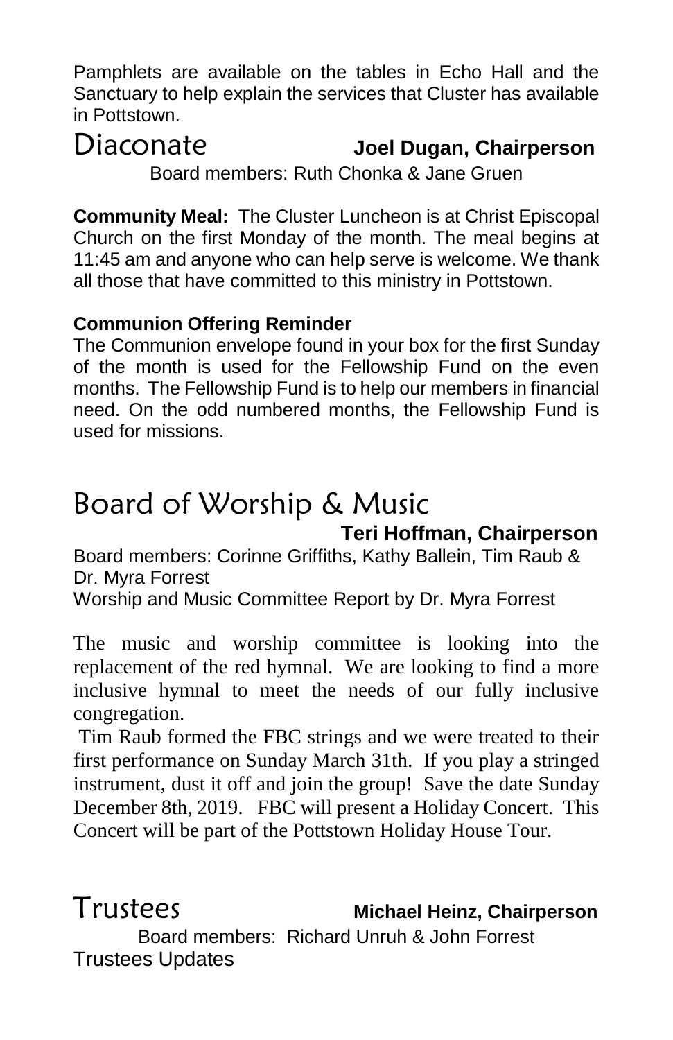Pamphlets are available on the tables in Echo Hall and the Sanctuary to help explain the services that Cluster has available in Pottstown.

## Diaconate

**Joel Dugan, Chairperson**

Board members: Ruth Chonka & Jane Gruen

**Community Meal:** The Cluster Luncheon is at Christ Episcopal Church on the first Monday of the month. The meal begins at 11:45 am and anyone who can help serve is welcome. We thank all those that have committed to this ministry in Pottstown.

**Communion Offering Reminder**

The Communion envelope found in your box for the first Sunday of the month is used for the Fellowship Fund on the even months. The Fellowship Fund is to help our members in financial need. On the odd numbered months, the Fellowship Fund is used for missions.

## Board of Worship & Music

**Teri Hoffman, Chairperson**

Board members: Corinne Griffiths, Kathy Ballein, Tim Raub & Dr. Myra Forrest

Worship and Music Committee Report by Dr. Myra Forrest

The music and worship committee is looking into the replacement of the red hymnal. We are looking to find a more inclusive hymnal to meet the needs of our fully inclusive congregation.

Tim Raub formed the FBC strings and we were treated to their first performance on Sunday March 31th. If you play a stringed instrument, dust it off and join the group! Save the date Sunday December 8th, 2019. FBC will present a Holiday Concert. This Concert will be part of the Pottstown Holiday House Tour.

## Trustees

**Michael Heinz, Chairperson**

Board members: Richard Unruh & John Forrest

Trustees Updates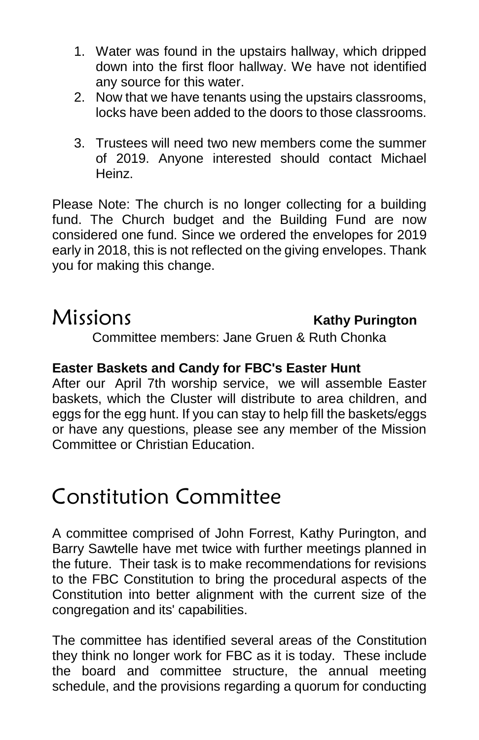1. Water was found in the upstairs hallway, which dripped down into the first floor hallway. We have not identified any source for this water.
2. Now that we have tenants using the upstairs classrooms, locks have been added to the doors to those classrooms.
3. Trustees will need two new members come the summer of 2019. Anyone interested should contact Michael Heinz.

Please Note: The church is no longer collecting for a building fund. The Church budget and the Building Fund are now considered one fund. Since we ordered the envelopes for 2019 early in 2018, this is not reflected on the giving envelopes. Thank you for making this change.

# Missions **Kathy Purington**

Committee members: Jane Gruen & Ruth Chonka

**Easter Baskets and Candy for FBC's Easter Hunt**
After our April 7th worship service, we will assemble Easter baskets, which the Cluster will distribute to area children, and eggs for the egg hunt. If you can stay to help fill the baskets/eggs or have any questions, please see any member of the Mission Committee or Christian Education.

# Constitution Committee

A committee comprised of John Forrest, Kathy Purington, and Barry Sawtelle have met twice with further meetings planned in the future. Their task is to make recommendations for revisions to the FBC Constitution to bring the procedural aspects of the Constitution into better alignment with the current size of the congregation and its' capabilities.

The committee has identified several areas of the Constitution they think no longer work for FBC as it is today. These include the board and committee structure, the annual meeting schedule, and the provisions regarding a quorum for conducting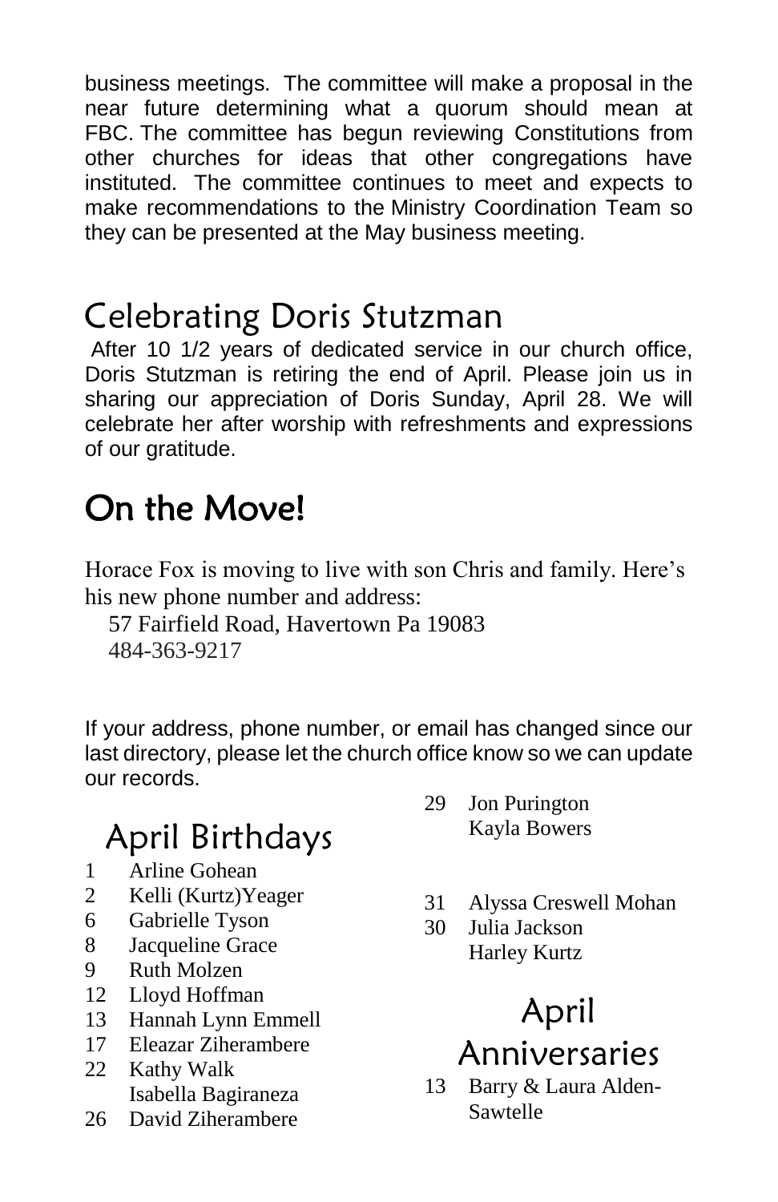business meetings. The committee will make a proposal in the near future determining what a quorum should mean at FBC. The committee has begun reviewing Constitutions from other churches for ideas that other congregations have instituted. The committee continues to meet and expects to make recommendations to the Ministry Coordination Team so they can be presented at the May business meeting.

## Celebrating Doris Stutzman

After 10 1/2 years of dedicated service in our church office, Doris Stutzman is retiring the end of April. Please join us in sharing our appreciation of Doris Sunday, April 28. We will celebrate her after worship with refreshments and expressions of our gratitude.

## On the Move!

Horace Fox is moving to live with son Chris and family. Here's his new phone number and address:

57 Fairfield Road, Havertown Pa 19083
484-363-9217

If your address, phone number, or email has changed since our last directory, please let the church office know so we can update our records.

## April Birthdays

1 Arline Gohean
2 Kelli (Kurtz)Yeager
6 Gabrielle Tyson
8 Jacqueline Grace
9 Ruth Molzen
12 Lloyd Hoffman
13 Hannah Lynn Emmell
17 Eleazar Ziherambere
22 Kathy Walk
Isabella Bagiraneza
26 David Ziherambere
29 Jon Purington
Kayla Bowers

31 Alyssa Creswell Mohan
30 Julia Jackson
Harley Kurtz

## April Anniversaries

13 Barry & Laura Alden-Sawtelle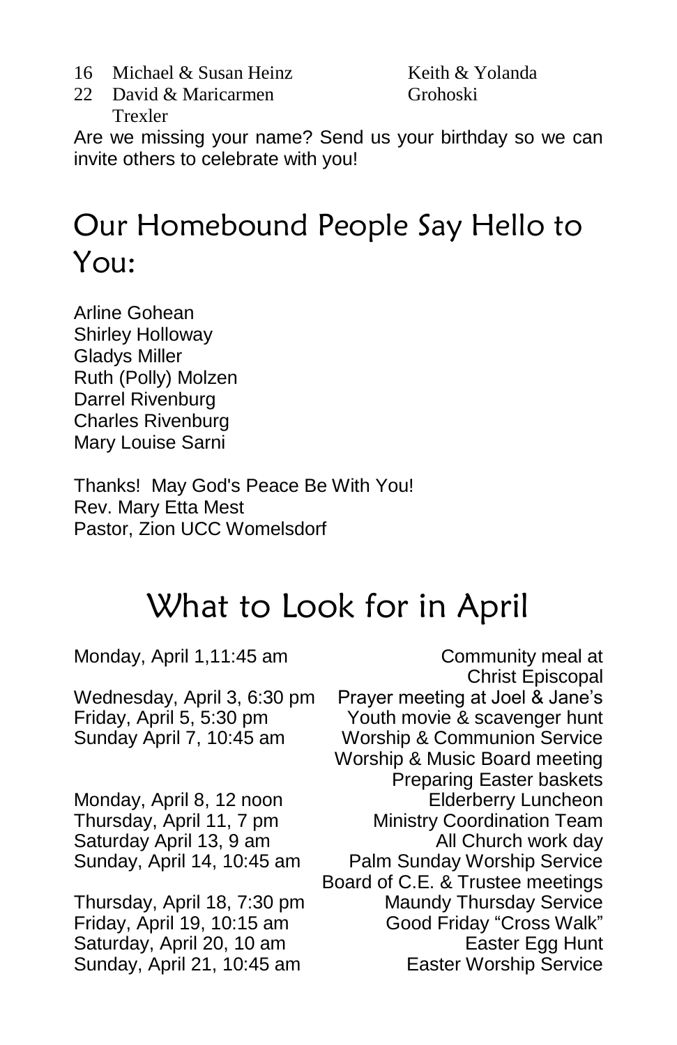16 Michael & Susan Heinz
22 David & Maricarmen Trexler

Keith & Yolanda Grohoski

Are we missing your name? Send us your birthday so we can invite others to celebrate with you!

# Our Homebound People Say Hello to You:

Arline Gohean
Shirley Holloway
Gladys Miller
Ruth (Polly) Molzen
Darrel Rivenburg
Charles Rivenburg
Mary Louise Sarni

Thanks! May God's Peace Be With You!
Rev. Mary Etta Mest
Pastor, Zion UCC Womelsdorf

# What to Look for in April

| | |
|---|---|
| Monday, April 1,11:45 am | Community meal at Christ Episcopal |
| Wednesday, April 3, 6:30 pm | Prayer meeting at Joel & Jane's |
| Friday, April 5, 5:30 pm | Youth movie & scavenger hunt |
| Sunday April 7, 10:45 am | Worship & Communion Service<br>Worship & Music Board meeting<br>Preparing Easter baskets |
| Monday, April 8, 12 noon | Elderberry Luncheon |
| Thursday, April 11, 7 pm | Ministry Coordination Team |
| Saturday April 13, 9 am | All Church work day |
| Sunday, April 14, 10:45 am | Palm Sunday Worship Service<br>Board of C.E. & Trustee meetings |
| Thursday, April 18, 7:30 pm | Maundy Thursday Service |
| Friday, April 19, 10:15 am | Good Friday "Cross Walk" |
| Saturday, April 20, 10 am | Easter Egg Hunt |
| Sunday, April 21, 10:45 am | Easter Worship Service |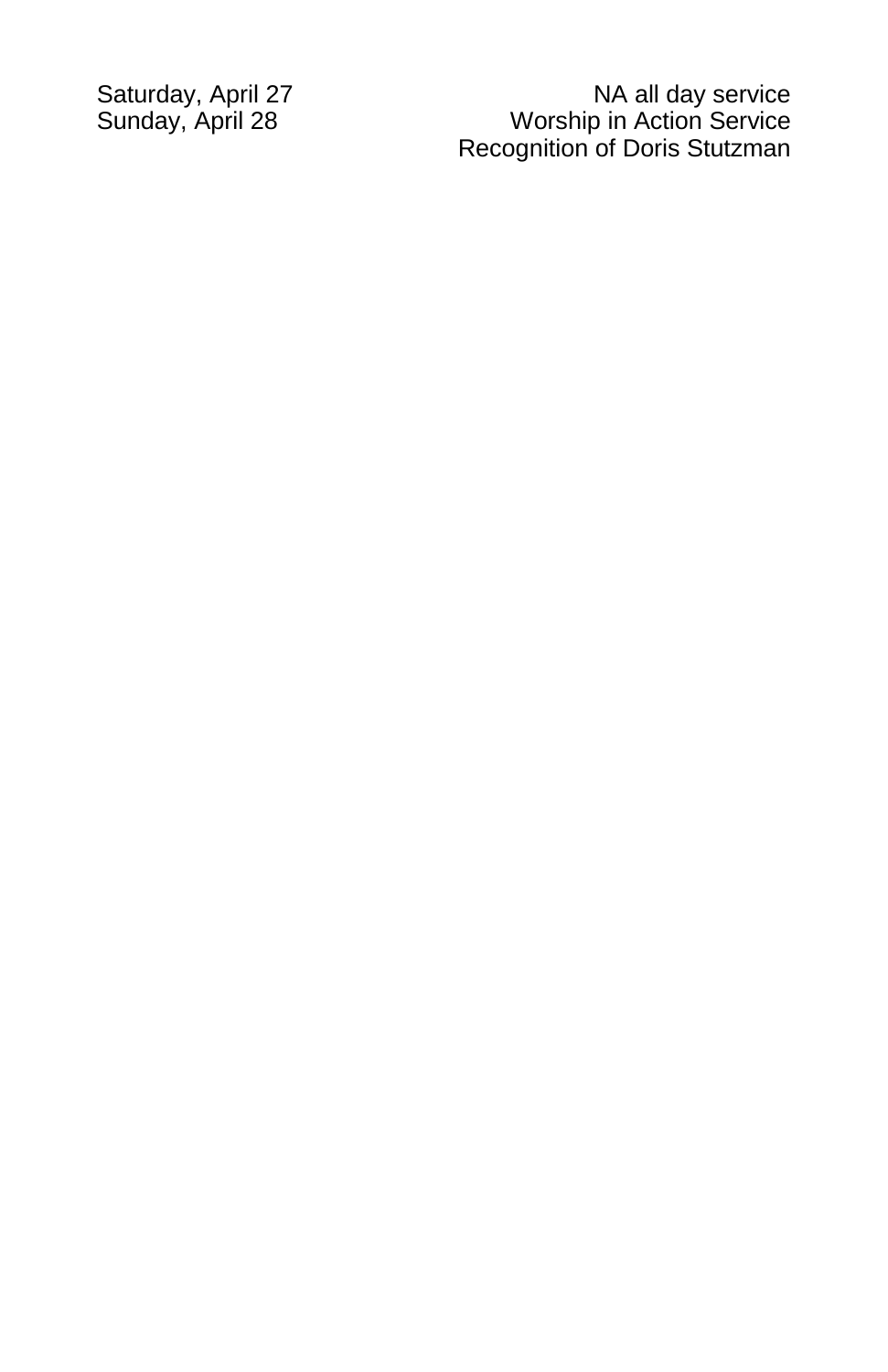| | |
|---|---|
| Saturday, April 27 | NA all day service |
| Sunday, April 28 | Worship in Action Service |
| | Recognition of Doris Stutzman |